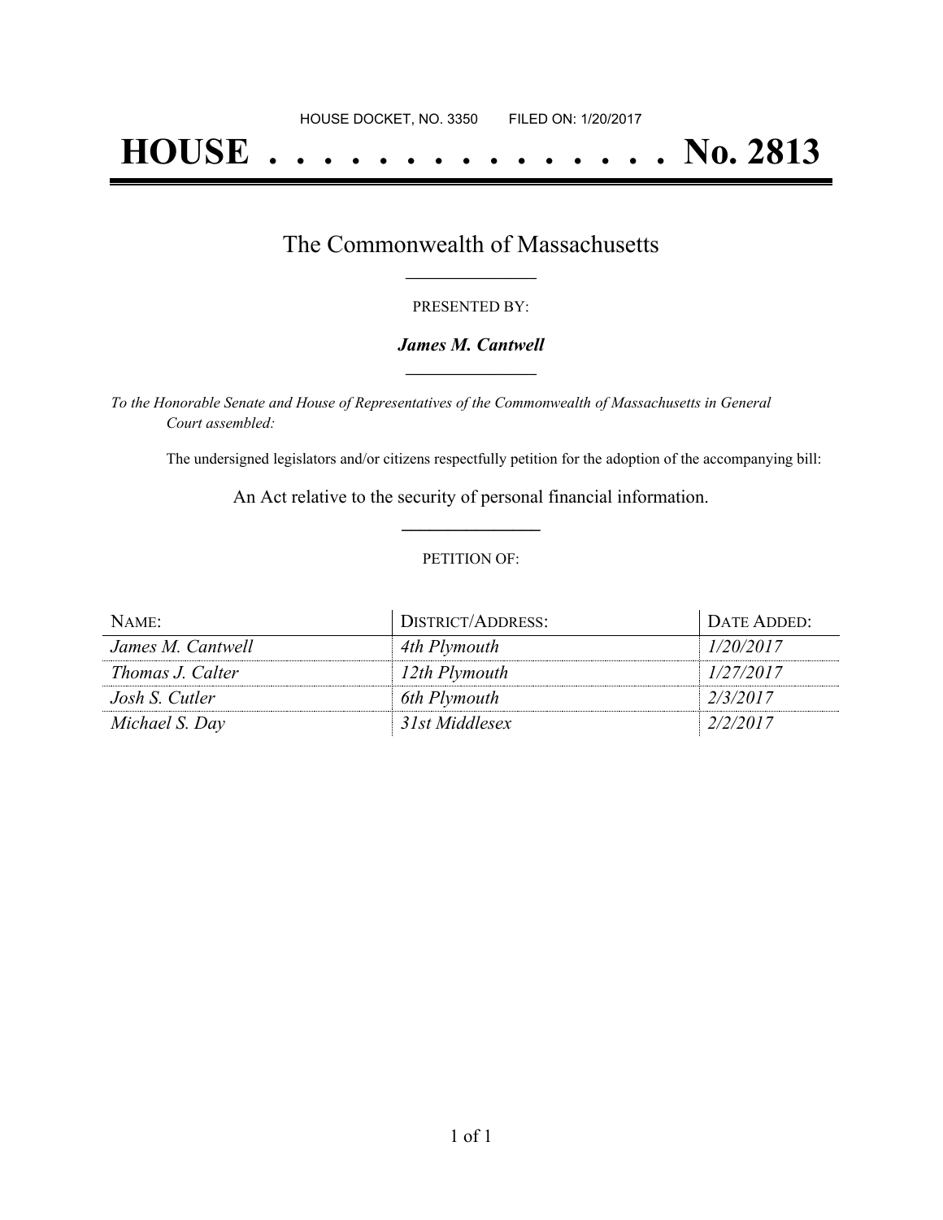HOUSE DOCKET, NO. 3350        FILED ON: 1/20/2017

# HOUSE . . . . . . . . . . . . . . . No. 2813

## The Commonwealth of Massachusetts

PRESENTED BY:

***James M. Cantwell***

*To the Honorable Senate and House of Representatives of the Commonwealth of Massachusetts in General Court assembled:*

The undersigned legislators and/or citizens respectfully petition for the adoption of the accompanying bill:

An Act relative to the security of personal financial information.

PETITION OF:

| NAME: | DISTRICT/ADDRESS: | DATE ADDED: |
|---|---|---|
| *James M. Cantwell* | *4th Plymouth* | *1/20/2017* |
| *Thomas J. Calter* | *12th Plymouth* | *1/27/2017* |
| *Josh S. Cutler* | *6th Plymouth* | *2/3/2017* |
| *Michael S. Day* | *31st Middlesex* | *2/2/2017* |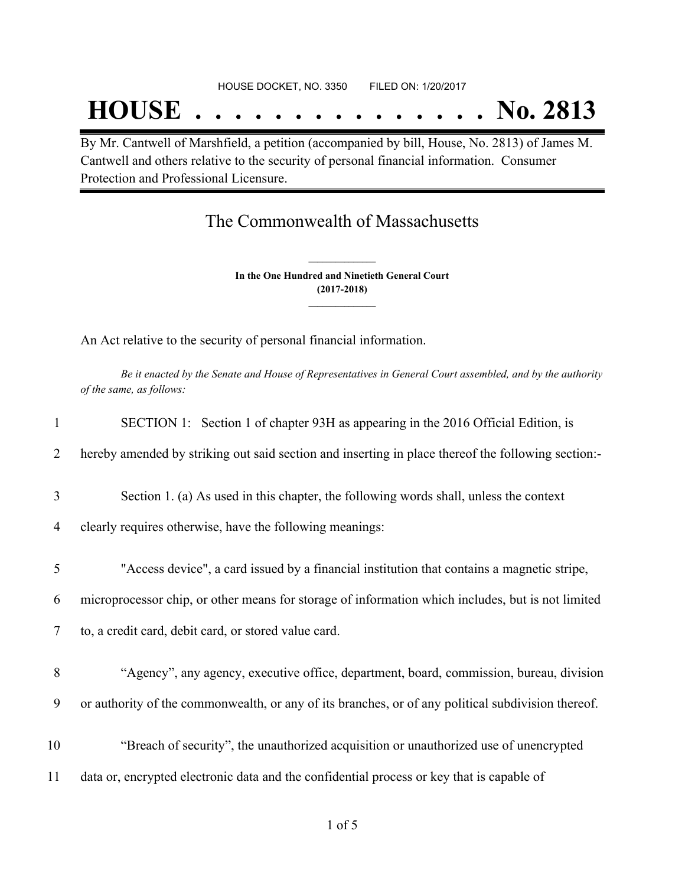HOUSE DOCKET, NO. 3350 FILED ON: 1/20/2017

# HOUSE . . . . . . . . . . . . . . . No. 2813

By Mr. Cantwell of Marshfield, a petition (accompanied by bill, House, No. 2813) of James M. Cantwell and others relative to the security of personal financial information. Consumer Protection and Professional Licensure.

## The Commonwealth of Massachusetts

**In the One Hundred and Ninetieth General Court**
**(2017-2018)**

An Act relative to the security of personal financial information.

*Be it enacted by the Senate and House of Representatives in General Court assembled, and by the authority of the same, as follows:*

1 SECTION 1: Section 1 of chapter 93H as appearing in the 2016 Official Edition, is
2 hereby amended by striking out said section and inserting in place thereof the following section:-

3 Section 1. (a) As used in this chapter, the following words shall, unless the context
4 clearly requires otherwise, have the following meanings:

5 "Access device", a card issued by a financial institution that contains a magnetic stripe,
6 microprocessor chip, or other means for storage of information which includes, but is not limited
7 to, a credit card, debit card, or stored value card.

8 "Agency", any agency, executive office, department, board, commission, bureau, division
9 or authority of the commonwealth, or any of its branches, or of any political subdivision thereof.

10 "Breach of security", the unauthorized acquisition or unauthorized use of unencrypted
11 data or, encrypted electronic data and the confidential process or key that is capable of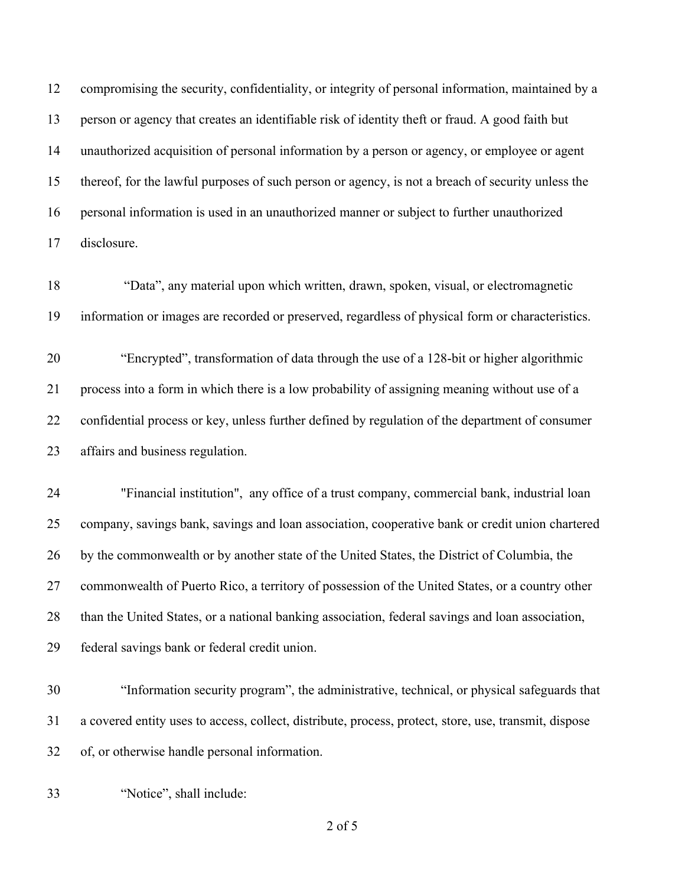compromising the security, confidentiality, or integrity of personal information, maintained by a person or agency that creates an identifiable risk of identity theft or fraud. A good faith but unauthorized acquisition of personal information by a person or agency, or employee or agent thereof, for the lawful purposes of such person or agency, is not a breach of security unless the personal information is used in an unauthorized manner or subject to further unauthorized disclosure.

"Data", any material upon which written, drawn, spoken, visual, or electromagnetic information or images are recorded or preserved, regardless of physical form or characteristics.

"Encrypted", transformation of data through the use of a 128-bit or higher algorithmic process into a form in which there is a low probability of assigning meaning without use of a confidential process or key, unless further defined by regulation of the department of consumer affairs and business regulation.

"Financial institution", any office of a trust company, commercial bank, industrial loan company, savings bank, savings and loan association, cooperative bank or credit union chartered by the commonwealth or by another state of the United States, the District of Columbia, the commonwealth of Puerto Rico, a territory of possession of the United States, or a country other than the United States, or a national banking association, federal savings and loan association, federal savings bank or federal credit union.

"Information security program", the administrative, technical, or physical safeguards that a covered entity uses to access, collect, distribute, process, protect, store, use, transmit, dispose of, or otherwise handle personal information.

"Notice", shall include: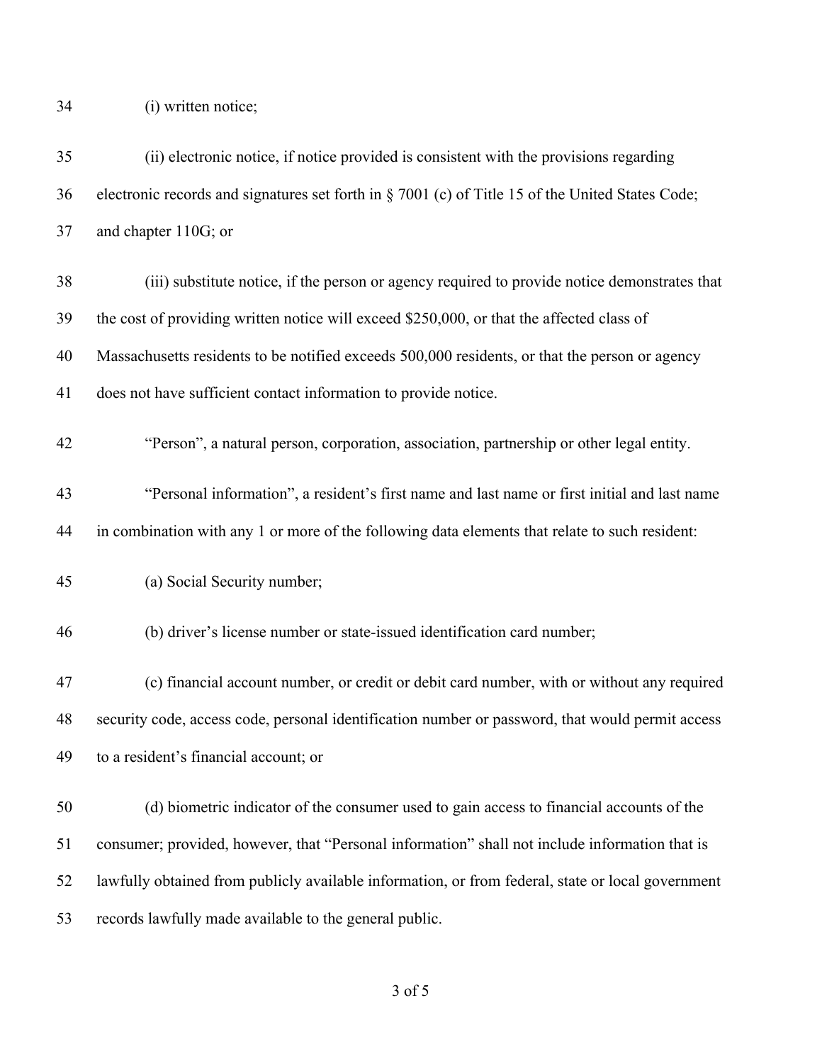(i) written notice;

(ii) electronic notice, if notice provided is consistent with the provisions regarding electronic records and signatures set forth in § 7001 (c) of Title 15 of the United States Code; and chapter 110G; or

(iii) substitute notice, if the person or agency required to provide notice demonstrates that the cost of providing written notice will exceed $250,000, or that the affected class of Massachusetts residents to be notified exceeds 500,000 residents, or that the person or agency does not have sufficient contact information to provide notice.

"Person", a natural person, corporation, association, partnership or other legal entity.

"Personal information", a resident's first name and last name or first initial and last name in combination with any 1 or more of the following data elements that relate to such resident:

(a) Social Security number;

(b) driver's license number or state-issued identification card number;

(c) financial account number, or credit or debit card number, with or without any required security code, access code, personal identification number or password, that would permit access to a resident's financial account; or

(d) biometric indicator of the consumer used to gain access to financial accounts of the consumer; provided, however, that "Personal information" shall not include information that is lawfully obtained from publicly available information, or from federal, state or local government records lawfully made available to the general public.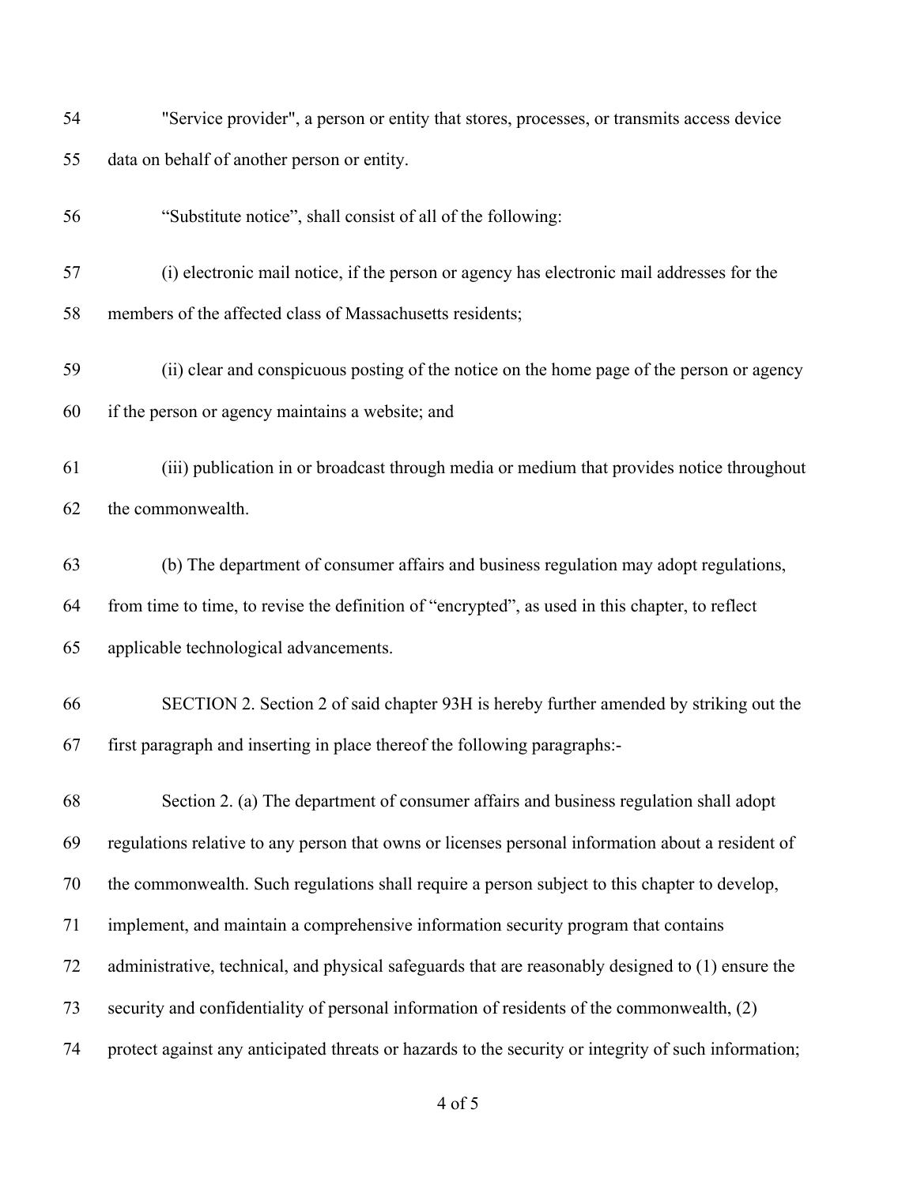"Service provider", a person or entity that stores, processes, or transmits access device data on behalf of another person or entity.

"Substitute notice", shall consist of all of the following:

(i) electronic mail notice, if the person or agency has electronic mail addresses for the members of the affected class of Massachusetts residents;

(ii) clear and conspicuous posting of the notice on the home page of the person or agency if the person or agency maintains a website; and

(iii) publication in or broadcast through media or medium that provides notice throughout the commonwealth.

(b) The department of consumer affairs and business regulation may adopt regulations, from time to time, to revise the definition of "encrypted", as used in this chapter, to reflect applicable technological advancements.

SECTION 2. Section 2 of said chapter 93H is hereby further amended by striking out the first paragraph and inserting in place thereof the following paragraphs:-

Section 2. (a) The department of consumer affairs and business regulation shall adopt regulations relative to any person that owns or licenses personal information about a resident of the commonwealth. Such regulations shall require a person subject to this chapter to develop, implement, and maintain a comprehensive information security program that contains administrative, technical, and physical safeguards that are reasonably designed to (1) ensure the security and confidentiality of personal information of residents of the commonwealth, (2) protect against any anticipated threats or hazards to the security or integrity of such information;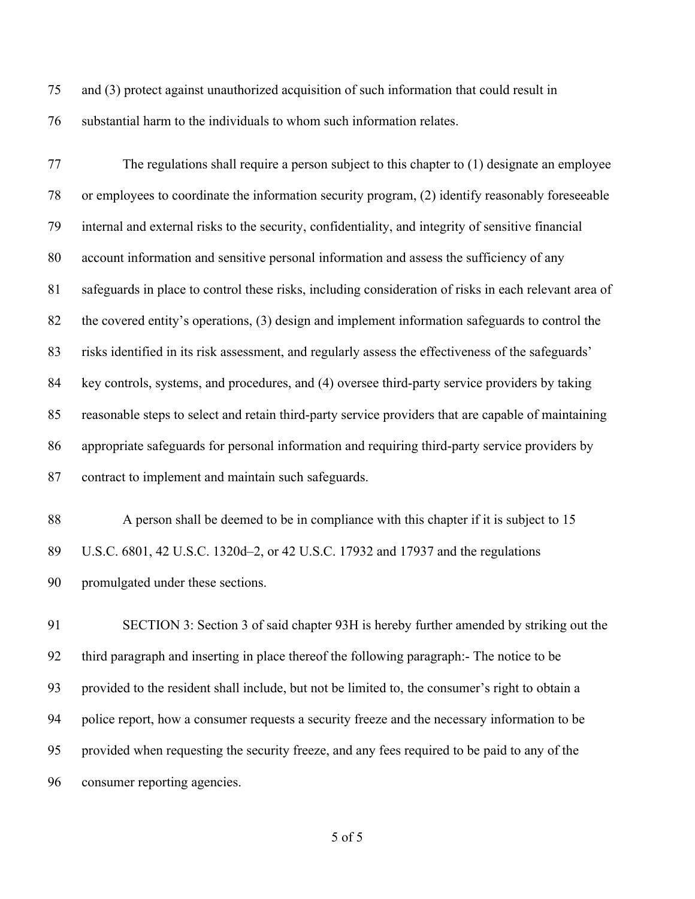and (3) protect against unauthorized acquisition of such information that could result in substantial harm to the individuals to whom such information relates.

The regulations shall require a person subject to this chapter to (1) designate an employee or employees to coordinate the information security program, (2) identify reasonably foreseeable internal and external risks to the security, confidentiality, and integrity of sensitive financial account information and sensitive personal information and assess the sufficiency of any safeguards in place to control these risks, including consideration of risks in each relevant area of the covered entity's operations, (3) design and implement information safeguards to control the risks identified in its risk assessment, and regularly assess the effectiveness of the safeguards' key controls, systems, and procedures, and (4) oversee third-party service providers by taking reasonable steps to select and retain third-party service providers that are capable of maintaining appropriate safeguards for personal information and requiring third-party service providers by contract to implement and maintain such safeguards.

A person shall be deemed to be in compliance with this chapter if it is subject to 15 U.S.C. 6801, 42 U.S.C. 1320d–2, or 42 U.S.C. 17932 and 17937 and the regulations promulgated under these sections.

SECTION 3: Section 3 of said chapter 93H is hereby further amended by striking out the third paragraph and inserting in place thereof the following paragraph:- The notice to be provided to the resident shall include, but not be limited to, the consumer's right to obtain a police report, how a consumer requests a security freeze and the necessary information to be provided when requesting the security freeze, and any fees required to be paid to any of the consumer reporting agencies.